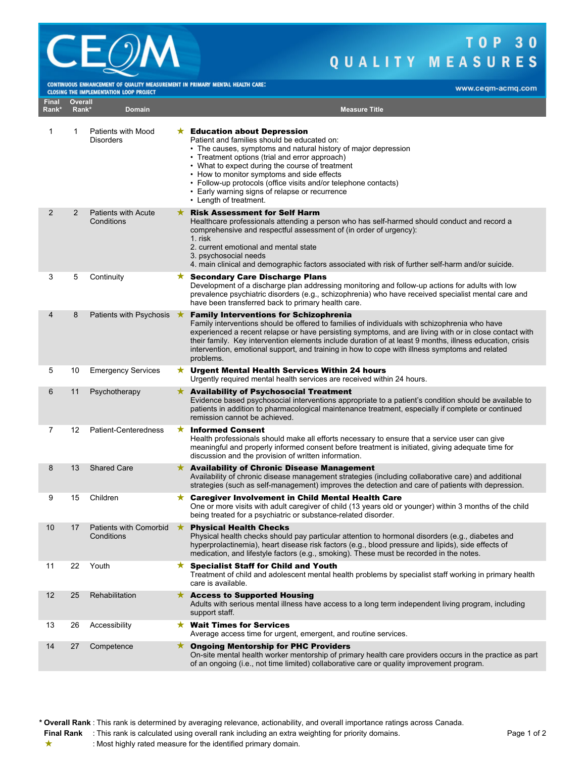# CEQM

**TOP 30 QUALITY MEASURES**

CONTINUOUS ENHANCEMENT OF QUALITY MEASUREMENT IN PRIMARY MENTAL HEALTH CARE: CLOSING THE IMPLEMENTATION LOOP PROJECT

www.ceqm-acmq.com

| Final Rank* | Overall Rank* | Domain | Measure Title |
|---|---|---|---|
| 1 | 1 | Patients with Mood Disorders | ★ **Education about Depression**<br>Patient and families should be educated on:<br>• The causes, symptoms and natural history of major depression<br>• Treatment options (trial and error approach)<br>• What to expect during the course of treatment<br>• How to monitor symptoms and side effects<br>• Follow-up protocols (office visits and/or telephone contacts)<br>• Early warning signs of relapse or recurrence<br>• Length of treatment. |
| 2 | 2 | Patients with Acute Conditions | ★ **Risk Assessment for Self Harm**<br>Healthcare professionals attending a person who has self-harmed should conduct and record a comprehensive and respectful assessment of (in order of urgency):<br>1. risk<br>2. current emotional and mental state<br>3. psychosocial needs<br>4. main clinical and demographic factors associated with risk of further self-harm and/or suicide. |
| 3 | 5 | Continuity | ★ **Secondary Care Discharge Plans**<br>Development of a discharge plan addressing monitoring and follow-up actions for adults with low prevalence psychiatric disorders (e.g., schizophrenia) who have received specialist mental care and have been transferred back to primary health care. |
| 4 | 8 | Patients with Psychosis | ★ **Family Interventions for Schizophrenia**<br>Family interventions should be offered to families of individuals with schizophrenia who have experienced a recent relapse or have persisting symptoms, and are living with or in close contact with their family. Key intervention elements include duration of at least 9 months, illness education, crisis intervention, emotional support, and training in how to cope with illness symptoms and related problems. |
| 5 | 10 | Emergency Services | ★ **Urgent Mental Health Services Within 24 hours**<br>Urgently required mental health services are received within 24 hours. |
| 6 | 11 | Psychotherapy | ★ **Availability of Psychosocial Treatment**<br>Evidence based psychosocial interventions appropriate to a patient's condition should be available to patients in addition to pharmacological maintenance treatment, especially if complete or continued remission cannot be achieved. |
| 7 | 12 | Patient-Centeredness | ★ **Informed Consent**<br>Health professionals should make all efforts necessary to ensure that a service user can give meaningful and properly informed consent before treatment is initiated, giving adequate time for discussion and the provision of written information. |
| 8 | 13 | Shared Care | ★ **Availability of Chronic Disease Management**<br>Availability of chronic disease management strategies (including collaborative care) and additional strategies (such as self-management) improves the detection and care of patients with depression. |
| 9 | 15 | Children | ★ **Caregiver Involvement in Child Mental Health Care**<br>One or more visits with adult caregiver of child (13 years old or younger) within 3 months of the child being treated for a psychiatric or substance-related disorder. |
| 10 | 17 | Patients with Comorbid Conditions | ★ **Physical Health Checks**<br>Physical health checks should pay particular attention to hormonal disorders (e.g., diabetes and hyperprolactinemia), heart disease risk factors (e.g., blood pressure and lipids), side effects of medication, and lifestyle factors (e.g., smoking). These must be recorded in the notes. |
| 11 | 22 | Youth | ★ **Specialist Staff for Child and Youth**<br>Treatment of child and adolescent mental health problems by specialist staff working in primary health care is available. |
| 12 | 25 | Rehabilitation | ★ **Access to Supported Housing**<br>Adults with serious mental illness have access to a long term independent living program, including support staff. |
| 13 | 26 | Accessibility | ★ **Wait Times for Services**<br>Average access time for urgent, emergent, and routine services. |
| 14 | 27 | Competence | ★ **Ongoing Mentorship for PHC Providers**<br>On-site mental health worker mentorship of primary health care providers occurs in the practice as part of an ongoing (i.e., not time limited) collaborative care or quality improvement program. |

\* **Overall Rank** : This rank is determined by averaging relevance, actionability, and overall importance ratings across Canada.

**Final Rank** : This rank is calculated using overall rank including an extra weighting for priority domains.

★ : Most highly rated measure for the identified primary domain.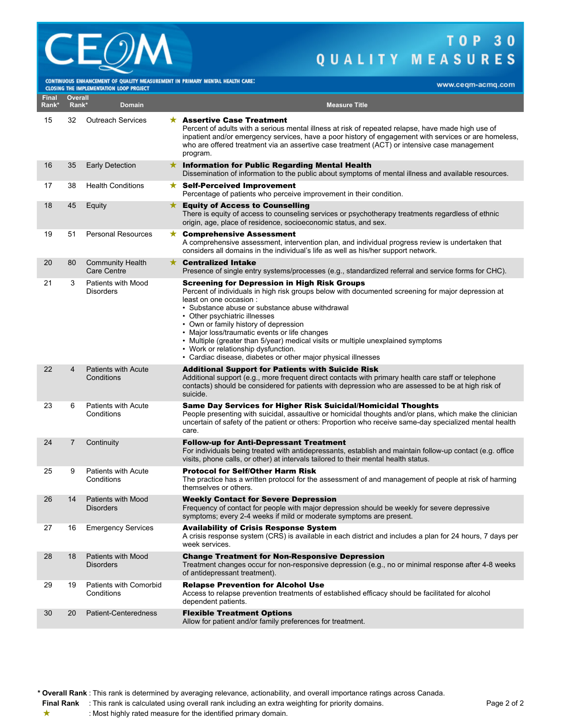# TOP 30 QUALITY MEASURES

**CEQM** — CONTINUOUS ENHANCEMENT OF QUALITY MEASUREMENT IN PRIMARY MENTAL HEALTH CARE: CLOSING THE IMPLEMENTATION LOOP PROJECT

www.ceqm-acmq.com

| Final Rank* | Overall Rank* | Domain | | Measure Title |
|---|---|---|---|---|
| 15 | 32 | Outreach Services | ★ | **Assertive Case Treatment**<br>Percent of adults with a serious mental illness at risk of repeated relapse, have made high use of inpatient and/or emergency services, have a poor history of engagement with services or are homeless, who are offered treatment via an assertive case treatment (ACT) or intensive case management program. |
| 16 | 35 | Early Detection | ★ | **Information for Public Regarding Mental Health**<br>Dissemination of information to the public about symptoms of mental illness and available resources. |
| 17 | 38 | Health Conditions | ★ | **Self-Perceived Improvement**<br>Percentage of patients who perceive improvement in their condition. |
| 18 | 45 | Equity | ★ | **Equity of Access to Counselling**<br>There is equity of access to counseling services or psychotherapy treatments regardless of ethnic origin, age, place of residence, socioeconomic status, and sex. |
| 19 | 51 | Personal Resources | ★ | **Comprehensive Assessment**<br>A comprehensive assessment, intervention plan, and individual progress review is undertaken that considers all domains in the individual's life as well as his/her support network. |
| 20 | 80 | Community Health Care Centre | ★ | **Centralized Intake**<br>Presence of single entry systems/processes (e.g., standardized referral and service forms for CHC). |
| 21 | 3 | Patients with Mood Disorders | | **Screening for Depression in High Risk Groups**<br>Percent of individuals in high risk groups below with documented screening for major depression at least on one occasion :<br>• Substance abuse or substance abuse withdrawal<br>• Other psychiatric illnesses<br>• Own or family history of depression<br>• Major loss/traumatic events or life changes<br>• Multiple (greater than 5/year) medical visits or multiple unexplained symptoms<br>• Work or relationship dysfunction.<br>• Cardiac disease, diabetes or other major physical illnesses |
| 22 | 4 | Patients with Acute Conditions | | **Additional Support for Patients with Suicide Risk**<br>Additional support (e.g., more frequent direct contacts with primary health care staff or telephone contacts) should be considered for patients with depression who are assessed to be at high risk of suicide. |
| 23 | 6 | Patients with Acute Conditions | | **Same Day Services for Higher Risk Suicidal/Homicidal Thoughts**<br>People presenting with suicidal, assaultive or homicidal thoughts and/or plans, which make the clinician uncertain of safety of the patient or others: Proportion who receive same-day specialized mental health care. |
| 24 | 7 | Continuity | | **Follow-up for Anti-Depressant Treatment**<br>For individuals being treated with antidepressants, establish and maintain follow-up contact (e.g. office visits, phone calls, or other) at intervals tailored to their mental health status. |
| 25 | 9 | Patients with Acute Conditions | | **Protocol for Self/Other Harm Risk**<br>The practice has a written protocol for the assessment of and management of people at risk of harming themselves or others. |
| 26 | 14 | Patients with Mood Disorders | | **Weekly Contact for Severe Depression**<br>Frequency of contact for people with major depression should be weekly for severe depressive symptoms; every 2-4 weeks if mild or moderate symptoms are present. |
| 27 | 16 | Emergency Services | | **Availability of Crisis Response System**<br>A crisis response system (CRS) is available in each district and includes a plan for 24 hours, 7 days per week services. |
| 28 | 18 | Patients with Mood Disorders | | **Change Treatment for Non-Responsive Depression**<br>Treatment changes occur for non-responsive depression (e.g., no or minimal response after 4-8 weeks of antidepressant treatment). |
| 29 | 19 | Patients with Comorbid Conditions | | **Relapse Prevention for Alcohol Use**<br>Access to relapse prevention treatments of established efficacy should be facilitated for alcohol dependent patients. |
| 30 | 20 | Patient-Centeredness | | **Flexible Treatment Options**<br>Allow for patient and/or family preferences for treatment. |

**\* Overall Rank** : This rank is determined by averaging relevance, actionability, and overall importance ratings across Canada.
**Final Rank** : This rank is calculated using overall rank including an extra weighting for priority domains.
★ : Most highly rated measure for the identified primary domain.